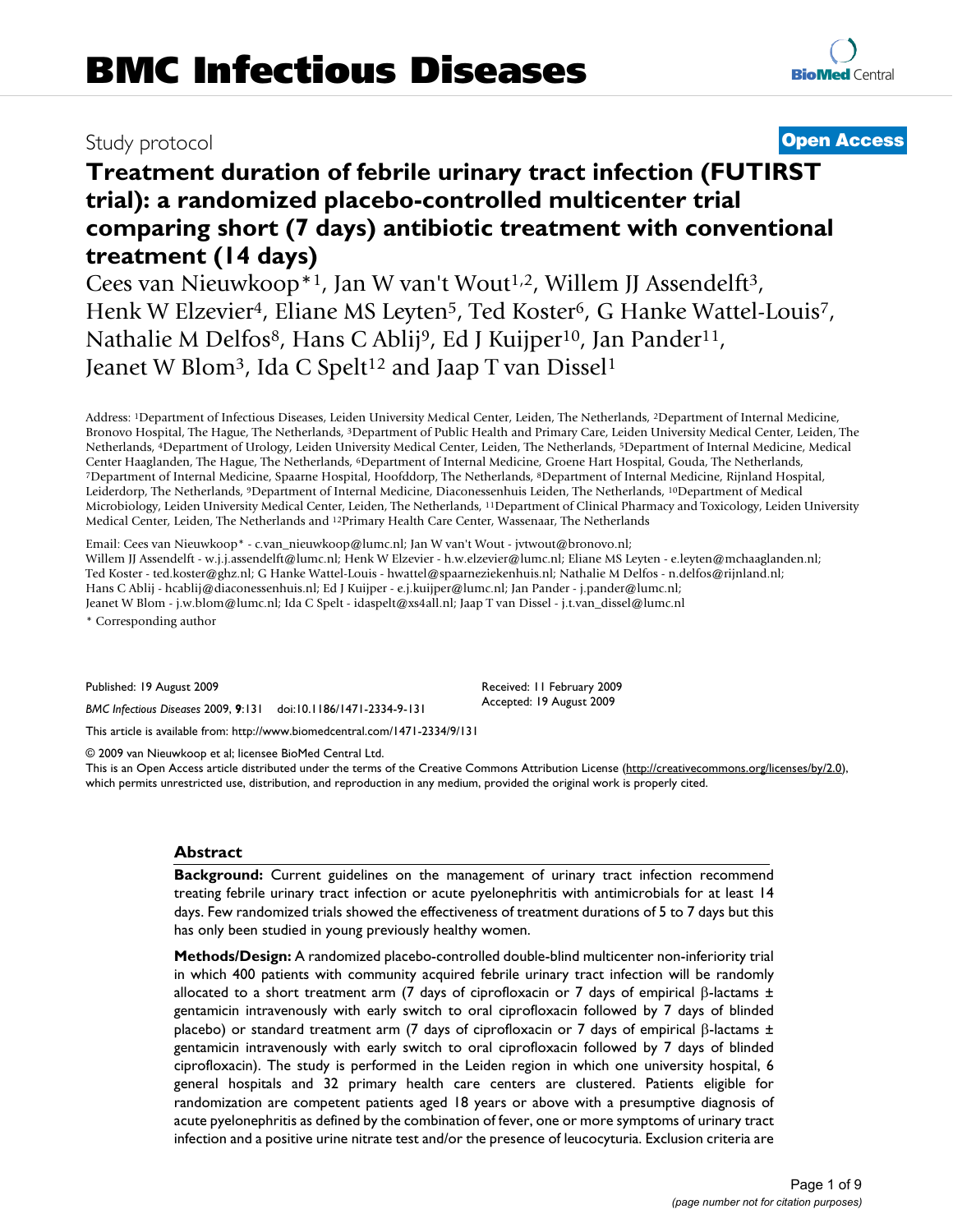# BMC Infectious Diseases

Study protocol

**Open Access**

# Treatment duration of febrile urinary tract infection (FUTIRST trial): a randomized placebo-controlled multicenter trial comparing short (7 days) antibiotic treatment with conventional treatment (14 days)

Cees van Nieuwkoop*[1], Jan W van't Wout[1,2], Willem JJ Assendelft[3], Henk W Elzevier[4], Eliane MS Leyten[5], Ted Koster[6], G Hanke Wattel-Louis[7], Nathalie M Delfos[8], Hans C Ablij[9], Ed J Kuijper[10], Jan Pander[11], Jeanet W Blom[3], Ida C Spelt[12] and Jaap T van Dissel[1]

Address: [1]Department of Infectious Diseases, Leiden University Medical Center, Leiden, The Netherlands, [2]Department of Internal Medicine, Bronovo Hospital, The Hague, The Netherlands, [3]Department of Public Health and Primary Care, Leiden University Medical Center, Leiden, The Netherlands, [4]Department of Urology, Leiden University Medical Center, Leiden, The Netherlands, [5]Department of Internal Medicine, Medical Center Haaglanden, The Hague, The Netherlands, [6]Department of Internal Medicine, Groene Hart Hospital, Gouda, The Netherlands, [7]Department of Internal Medicine, Spaarne Hospital, Hoofddorp, The Netherlands, [8]Department of Internal Medicine, Rijnland Hospital, Leiderdorp, The Netherlands, [9]Department of Internal Medicine, Diaconessenhuis Leiden, The Netherlands, [10]Department of Medical Microbiology, Leiden University Medical Center, Leiden, The Netherlands, [11]Department of Clinical Pharmacy and Toxicology, Leiden University Medical Center, Leiden, The Netherlands and [12]Primary Health Care Center, Wassenaar, The Netherlands

Email: Cees van Nieuwkoop* - c.van_nieuwkoop@lumc.nl; Jan W van't Wout - jvtwout@bronovo.nl; Willem JJ Assendelft - w.j.j.assendelft@lumc.nl; Henk W Elzevier - h.w.elzevier@lumc.nl; Eliane MS Leyten - e.leyten@mchaaglanden.nl; Ted Koster - ted.koster@ghz.nl; G Hanke Wattel-Louis - hwattel@spaarneziekenhuis.nl; Nathalie M Delfos - n.delfos@rijnland.nl; Hans C Ablij - hcablij@diaconessenhuis.nl; Ed J Kuijper - e.j.kuijper@lumc.nl; Jan Pander - j.pander@lumc.nl; Jeanet W Blom - j.w.blom@lumc.nl; Ida C Spelt - idaspelt@xs4all.nl; Jaap T van Dissel - j.t.van_dissel@lumc.nl

\* Corresponding author

Published: 19 August 2009

*BMC Infectious Diseases* 2009, **9**:131 doi:10.1186/1471-2334-9-131

Received: 11 February 2009
Accepted: 19 August 2009

This article is available from: http://www.biomedcentral.com/1471-2334/9/131

© 2009 van Nieuwkoop et al; licensee BioMed Central Ltd.
This is an Open Access article distributed under the terms of the Creative Commons Attribution License (http://creativecommons.org/licenses/by/2.0), which permits unrestricted use, distribution, and reproduction in any medium, provided the original work is properly cited.

## Abstract

**Background:** Current guidelines on the management of urinary tract infection recommend treating febrile urinary tract infection or acute pyelonephritis with antimicrobials for at least 14 days. Few randomized trials showed the effectiveness of treatment durations of 5 to 7 days but this has only been studied in young previously healthy women.

**Methods/Design:** A randomized placebo-controlled double-blind multicenter non-inferiority trial in which 400 patients with community acquired febrile urinary tract infection will be randomly allocated to a short treatment arm (7 days of ciprofloxacin or 7 days of empirical β-lactams ± gentamicin intravenously with early switch to oral ciprofloxacin followed by 7 days of blinded placebo) or standard treatment arm (7 days of ciprofloxacin or 7 days of empirical β-lactams ± gentamicin intravenously with early switch to oral ciprofloxacin followed by 7 days of blinded ciprofloxacin). The study is performed in the Leiden region in which one university hospital, 6 general hospitals and 32 primary health care centers are clustered. Patients eligible for randomization are competent patients aged 18 years or above with a presumptive diagnosis of acute pyelonephritis as defined by the combination of fever, one or more symptoms of urinary tract infection and a positive urine nitrate test and/or the presence of leucocyturia. Exclusion criteria are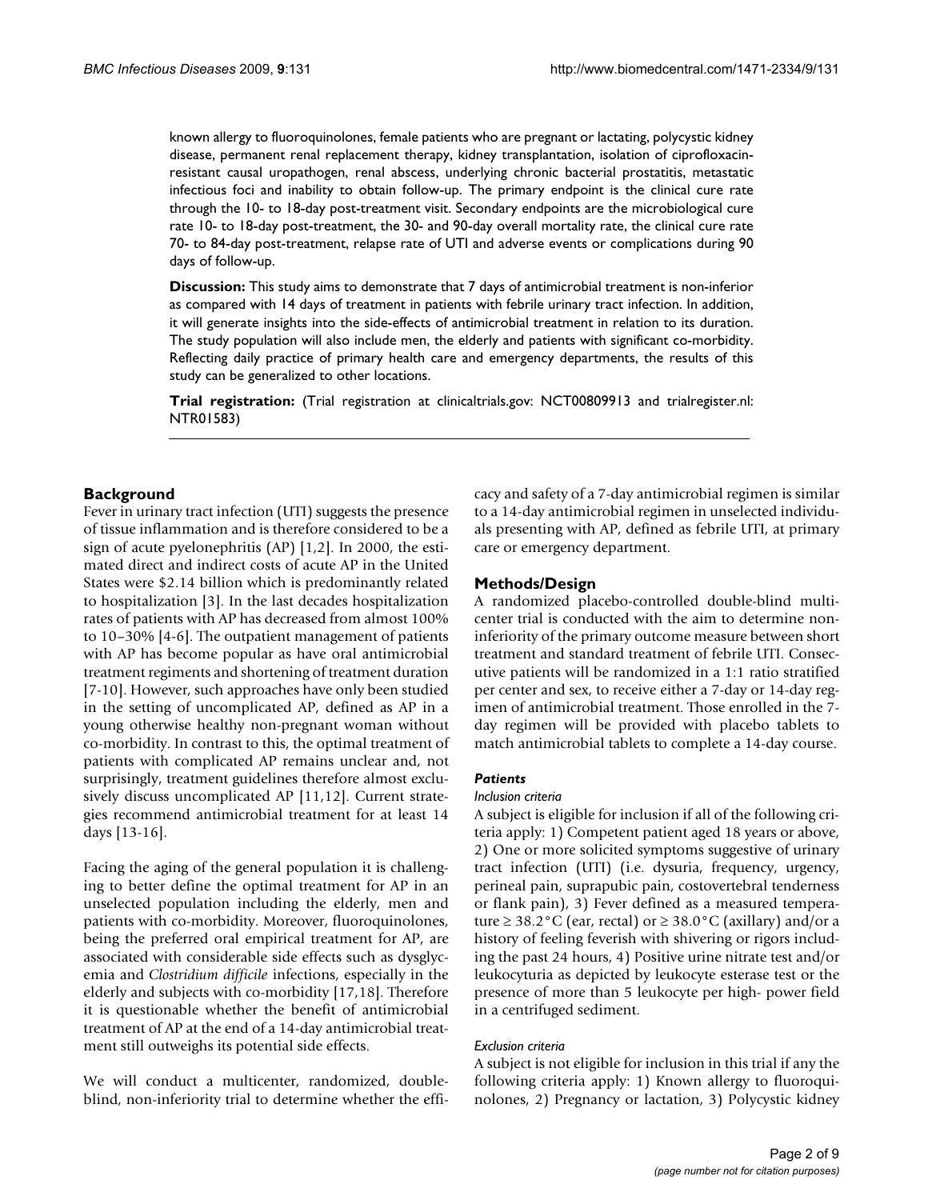known allergy to fluoroquinolones, female patients who are pregnant or lactating, polycystic kidney disease, permanent renal replacement therapy, kidney transplantation, isolation of ciprofloxacin-resistant causal uropathogen, renal abscess, underlying chronic bacterial prostatitis, metastatic infectious foci and inability to obtain follow-up. The primary endpoint is the clinical cure rate through the 10- to 18-day post-treatment visit. Secondary endpoints are the microbiological cure rate 10- to 18-day post-treatment, the 30- and 90-day overall mortality rate, the clinical cure rate 70- to 84-day post-treatment, relapse rate of UTI and adverse events or complications during 90 days of follow-up.

**Discussion:** This study aims to demonstrate that 7 days of antimicrobial treatment is non-inferior as compared with 14 days of treatment in patients with febrile urinary tract infection. In addition, it will generate insights into the side-effects of antimicrobial treatment in relation to its duration. The study population will also include men, the elderly and patients with significant co-morbidity. Reflecting daily practice of primary health care and emergency departments, the results of this study can be generalized to other locations.

**Trial registration:** (Trial registration at clinicaltrials.gov: NCT00809913 and trialregister.nl: NTR01583)

## Background

Fever in urinary tract infection (UTI) suggests the presence of tissue inflammation and is therefore considered to be a sign of acute pyelonephritis (AP) [1,2]. In 2000, the estimated direct and indirect costs of acute AP in the United States were $2.14 billion which is predominantly related to hospitalization [3]. In the last decades hospitalization rates of patients with AP has decreased from almost 100% to 10–30% [4-6]. The outpatient management of patients with AP has become popular as have oral antimicrobial treatment regiments and shortening of treatment duration [7-10]. However, such approaches have only been studied in the setting of uncomplicated AP, defined as AP in a young otherwise healthy non-pregnant woman without co-morbidity. In contrast to this, the optimal treatment of patients with complicated AP remains unclear and, not surprisingly, treatment guidelines therefore almost exclusively discuss uncomplicated AP [11,12]. Current strategies recommend antimicrobial treatment for at least 14 days [13-16].

Facing the aging of the general population it is challenging to better define the optimal treatment for AP in an unselected population including the elderly, men and patients with co-morbidity. Moreover, fluoroquinolones, being the preferred oral empirical treatment for AP, are associated with considerable side effects such as dysglycemia and *Clostridium difficile* infections, especially in the elderly and subjects with co-morbidity [17,18]. Therefore it is questionable whether the benefit of antimicrobial treatment of AP at the end of a 14-day antimicrobial treatment still outweighs its potential side effects.

We will conduct a multicenter, randomized, double-blind, non-inferiority trial to determine whether the efficacy and safety of a 7-day antimicrobial regimen is similar to a 14-day antimicrobial regimen in unselected individuals presenting with AP, defined as febrile UTI, at primary care or emergency department.

## Methods/Design

A randomized placebo-controlled double-blind multicenter trial is conducted with the aim to determine non-inferiority of the primary outcome measure between short treatment and standard treatment of febrile UTI. Consecutive patients will be randomized in a 1:1 ratio stratified per center and sex, to receive either a 7-day or 14-day regimen of antimicrobial treatment. Those enrolled in the 7-day regimen will be provided with placebo tablets to match antimicrobial tablets to complete a 14-day course.

### Patients

#### *Inclusion criteria*

A subject is eligible for inclusion if all of the following criteria apply: 1) Competent patient aged 18 years or above, 2) One or more solicited symptoms suggestive of urinary tract infection (UTI) (i.e. dysuria, frequency, urgency, perineal pain, suprapubic pain, costovertebral tenderness or flank pain), 3) Fever defined as a measured temperature ≥ 38.2°C (ear, rectal) or ≥ 38.0°C (axillary) and/or a history of feeling feverish with shivering or rigors including the past 24 hours, 4) Positive urine nitrate test and/or leukocyturia as depicted by leukocyte esterase test or the presence of more than 5 leukocyte per high- power field in a centrifuged sediment.

#### *Exclusion criteria*

A subject is not eligible for inclusion in this trial if any the following criteria apply: 1) Known allergy to fluoroquinolones, 2) Pregnancy or lactation, 3) Polycystic kidney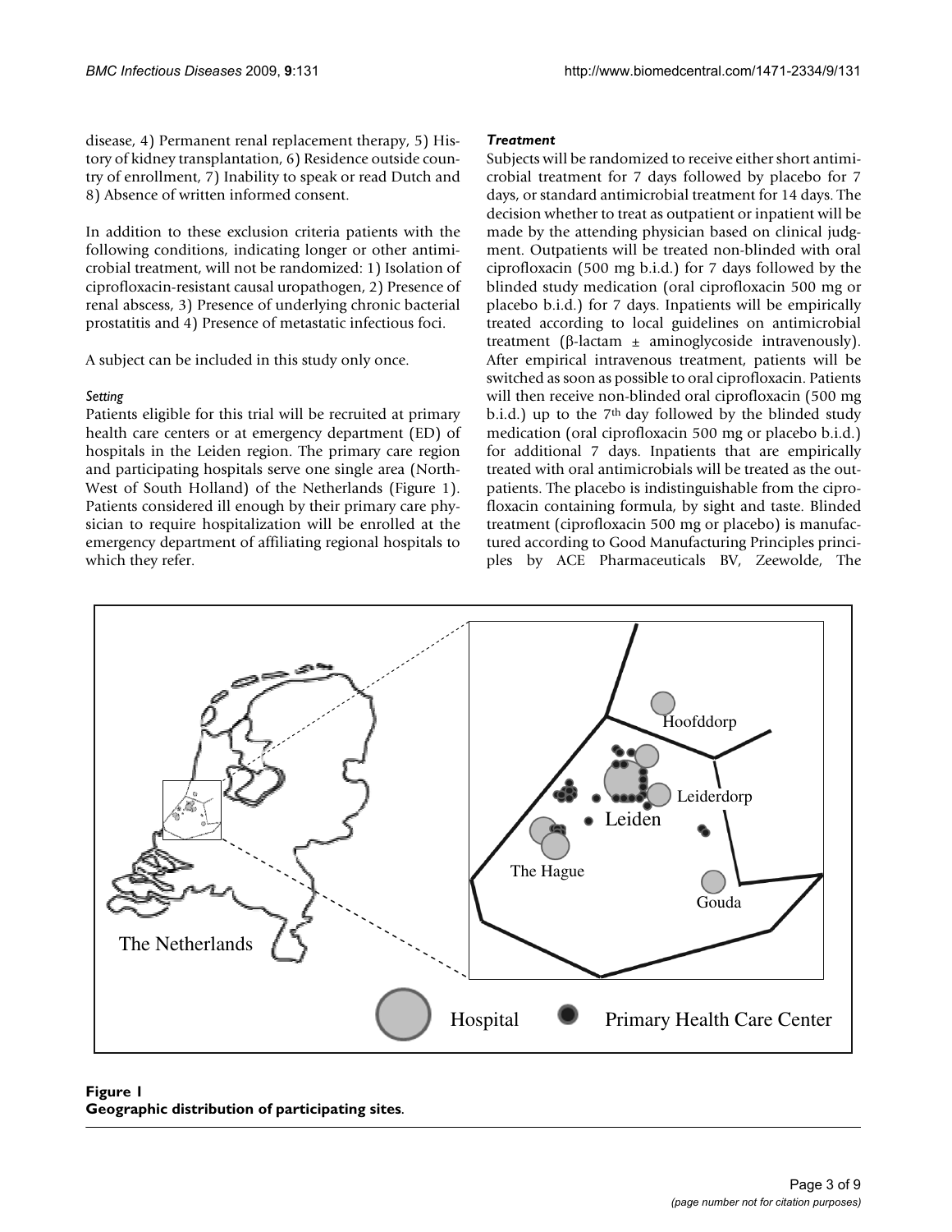disease, 4) Permanent renal replacement therapy, 5) History of kidney transplantation, 6) Residence outside country of enrollment, 7) Inability to speak or read Dutch and 8) Absence of written informed consent.

In addition to these exclusion criteria patients with the following conditions, indicating longer or other antimicrobial treatment, will not be randomized: 1) Isolation of ciprofloxacin-resistant causal uropathogen, 2) Presence of renal abscess, 3) Presence of underlying chronic bacterial prostatitis and 4) Presence of metastatic infectious foci.

A subject can be included in this study only once.

#### *Setting*

Patients eligible for this trial will be recruited at primary health care centers or at emergency department (ED) of hospitals in the Leiden region. The primary care region and participating hospitals serve one single area (North-West of South Holland) of the Netherlands (Figure 1). Patients considered ill enough by their primary care physician to require hospitalization will be enrolled at the emergency department of affiliating regional hospitals to which they refer.

### *Treatment*

Subjects will be randomized to receive either short antimicrobial treatment for 7 days followed by placebo for 7 days, or standard antimicrobial treatment for 14 days. The decision whether to treat as outpatient or inpatient will be made by the attending physician based on clinical judgment. Outpatients will be treated non-blinded with oral ciprofloxacin (500 mg b.i.d.) for 7 days followed by the blinded study medication (oral ciprofloxacin 500 mg or placebo b.i.d.) for 7 days. Inpatients will be empirically treated according to local guidelines on antimicrobial treatment (β-lactam ± aminoglycoside intravenously). After empirical intravenous treatment, patients will be switched as soon as possible to oral ciprofloxacin. Patients will then receive non-blinded oral ciprofloxacin (500 mg b.i.d.) up to the 7th day followed by the blinded study medication (oral ciprofloxacin 500 mg or placebo b.i.d.) for additional 7 days. Inpatients that are empirically treated with oral antimicrobials will be treated as the outpatients. The placebo is indistinguishable from the ciprofloxacin containing formula, by sight and taste. Blinded treatment (ciprofloxacin 500 mg or placebo) is manufactured according to Good Manufacturing Principles principles by ACE Pharmaceuticals BV, Zeewolde, The

**Figure 1**
**Geographic distribution of participating sites**.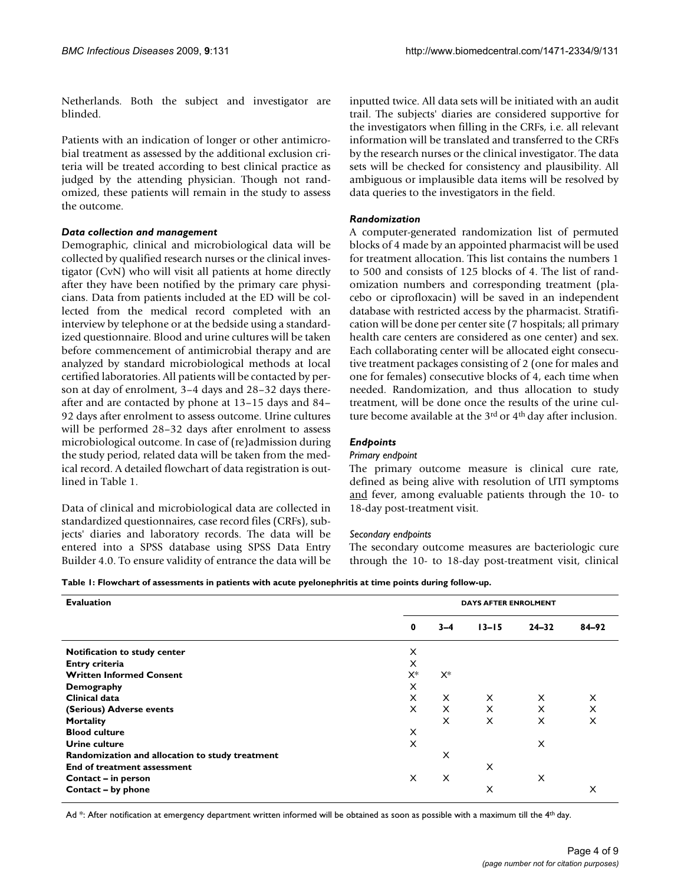Netherlands. Both the subject and investigator are blinded.

Patients with an indication of longer or other antimicrobial treatment as assessed by the additional exclusion criteria will be treated according to best clinical practice as judged by the attending physician. Though not randomized, these patients will remain in the study to assess the outcome.

### *Data collection and management*

Demographic, clinical and microbiological data will be collected by qualified research nurses or the clinical investigator (CvN) who will visit all patients at home directly after they have been notified by the primary care physicians. Data from patients included at the ED will be collected from the medical record completed with an interview by telephone or at the bedside using a standardized questionnaire. Blood and urine cultures will be taken before commencement of antimicrobial therapy and are analyzed by standard microbiological methods at local certified laboratories. All patients will be contacted by person at day of enrolment, 3–4 days and 28–32 days thereafter and are contacted by phone at 13–15 days and 84–92 days after enrolment to assess outcome. Urine cultures will be performed 28–32 days after enrolment to assess microbiological outcome. In case of (re)admission during the study period, related data will be taken from the medical record. A detailed flowchart of data registration is outlined in Table 1.

Data of clinical and microbiological data are collected in standardized questionnaires, case record files (CRFs), subjects' diaries and laboratory records. The data will be entered into a SPSS database using SPSS Data Entry Builder 4.0. To ensure validity of entrance the data will be inputted twice. All data sets will be initiated with an audit trail. The subjects' diaries are considered supportive for the investigators when filling in the CRFs, i.e. all relevant information will be translated and transferred to the CRFs by the research nurses or the clinical investigator. The data sets will be checked for consistency and plausibility. All ambiguous or implausible data items will be resolved by data queries to the investigators in the field.

### *Randomization*

A computer-generated randomization list of permuted blocks of 4 made by an appointed pharmacist will be used for treatment allocation. This list contains the numbers 1 to 500 and consists of 125 blocks of 4. The list of randomization numbers and corresponding treatment (placebo or ciprofloxacin) will be saved in an independent database with restricted access by the pharmacist. Stratification will be done per center site (7 hospitals; all primary health care centers are considered as one center) and sex. Each collaborating center will be allocated eight consecutive treatment packages consisting of 2 (one for males and one for females) consecutive blocks of 4, each time when needed. Randomization, and thus allocation to study treatment, will be done once the results of the urine culture become available at the 3rd or 4th day after inclusion.

### *Endpoints*

#### *Primary endpoint*

The primary outcome measure is clinical cure rate, defined as being alive with resolution of UTI symptoms and fever, among evaluable patients through the 10- to 18-day post-treatment visit.

#### *Secondary endpoints*

The secondary outcome measures are bacteriologic cure through the 10- to 18-day post-treatment visit, clinical

**Table 1: Flowchart of assessments in patients with acute pyelonephritis at time points during follow-up.**

| **Evaluation** | **DAYS AFTER ENROLMENT** | | | | |
|---|---|---|---|---|---|
| | **0** | **3–4** | **13–15** | **24–32** | **84–92** |
| **Notification to study center** | X | | | | |
| **Entry criteria** | X | | | | |
| **Written Informed Consent** | X* | X* | | | |
| **Demography** | X | | | | |
| **Clinical data** | X | X | X | X | X |
| **(Serious) Adverse events** | X | X | X | X | X |
| **Mortality** | | X | X | X | X |
| **Blood culture** | X | | | | |
| **Urine culture** | X | | | X | |
| **Randomization and allocation to study treatment** | | X | | | |
| **End of treatment assessment** | | | X | | |
| **Contact – in person** | X | X | | X | |
| **Contact – by phone** | | | X | | X |

Ad *: After notification at emergency department written informed will be obtained as soon as possible with a maximum till the 4th day.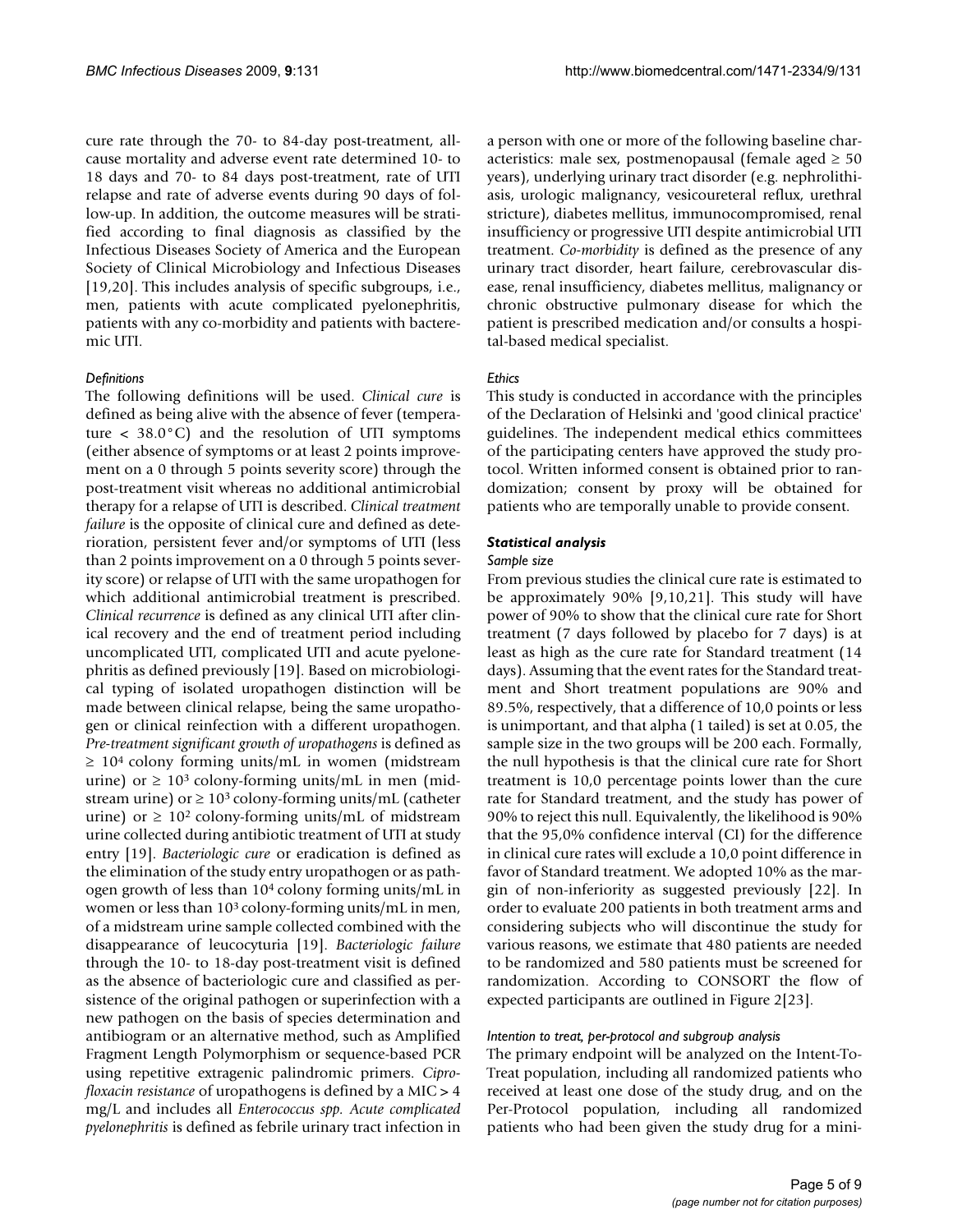cure rate through the 70- to 84-day post-treatment, all-cause mortality and adverse event rate determined 10- to 18 days and 70- to 84 days post-treatment, rate of UTI relapse and rate of adverse events during 90 days of follow-up. In addition, the outcome measures will be stratified according to final diagnosis as classified by the Infectious Diseases Society of America and the European Society of Clinical Microbiology and Infectious Diseases [19,20]. This includes analysis of specific subgroups, i.e., men, patients with acute complicated pyelonephritis, patients with any co-morbidity and patients with bacteremic UTI.

#### *Definitions*

The following definitions will be used. *Clinical cure* is defined as being alive with the absence of fever (temperature < 38.0°C) and the resolution of UTI symptoms (either absence of symptoms or at least 2 points improvement on a 0 through 5 points severity score) through the post-treatment visit whereas no additional antimicrobial therapy for a relapse of UTI is described. *Clinical treatment failure* is the opposite of clinical cure and defined as deterioration, persistent fever and/or symptoms of UTI (less than 2 points improvement on a 0 through 5 points severity score) or relapse of UTI with the same uropathogen for which additional antimicrobial treatment is prescribed. *Clinical recurrence* is defined as any clinical UTI after clinical recovery and the end of treatment period including uncomplicated UTI, complicated UTI and acute pyelonephritis as defined previously [19]. Based on microbiological typing of isolated uropathogen distinction will be made between clinical relapse, being the same uropathogen or clinical reinfection with a different uropathogen. *Pre-treatment significant growth of uropathogens* is defined as $\geq 10^4$ colony forming units/mL in women (midstream urine) or $\geq 10^3$ colony-forming units/mL in men (midstream urine) or $\geq 10^3$ colony-forming units/mL (catheter urine) or $\geq 10^2$ colony-forming units/mL of midstream urine collected during antibiotic treatment of UTI at study entry [19]. *Bacteriologic cure* or eradication is defined as the elimination of the study entry uropathogen or as pathogen growth of less than $10^4$ colony forming units/mL in women or less than $10^3$ colony-forming units/mL in men, of a midstream urine sample collected combined with the disappearance of leucocyturia [19]. *Bacteriologic failure* through the 10- to 18-day post-treatment visit is defined as the absence of bacteriologic cure and classified as persistence of the original pathogen or superinfection with a new pathogen on the basis of species determination and antibiogram or an alternative method, such as Amplified Fragment Length Polymorphism or sequence-based PCR using repetitive extragenic palindromic primers. *Ciprofloxacin resistance* of uropathogens is defined by a MIC > 4 mg/L and includes all *Enterococcus spp. Acute complicated pyelonephritis* is defined as febrile urinary tract infection in a person with one or more of the following baseline characteristics: male sex, postmenopausal (female aged ≥ 50 years), underlying urinary tract disorder (e.g. nephrolithiasis, urologic malignancy, vesicoureteral reflux, urethral stricture), diabetes mellitus, immunocompromised, renal insufficiency or progressive UTI despite antimicrobial UTI treatment. *Co-morbidity* is defined as the presence of any urinary tract disorder, heart failure, cerebrovascular disease, renal insufficiency, diabetes mellitus, malignancy or chronic obstructive pulmonary disease for which the patient is prescribed medication and/or consults a hospital-based medical specialist.

#### *Ethics*

This study is conducted in accordance with the principles of the Declaration of Helsinki and 'good clinical practice' guidelines. The independent medical ethics committees of the participating centers have approved the study protocol. Written informed consent is obtained prior to randomization; consent by proxy will be obtained for patients who are temporally unable to provide consent.

### *Statistical analysis*

#### *Sample size*

From previous studies the clinical cure rate is estimated to be approximately 90% [9,10,21]. This study will have power of 90% to show that the clinical cure rate for Short treatment (7 days followed by placebo for 7 days) is at least as high as the cure rate for Standard treatment (14 days). Assuming that the event rates for the Standard treatment and Short treatment populations are 90% and 89.5%, respectively, that a difference of 10,0 points or less is unimportant, and that alpha (1 tailed) is set at 0.05, the sample size in the two groups will be 200 each. Formally, the null hypothesis is that the clinical cure rate for Short treatment is 10,0 percentage points lower than the cure rate for Standard treatment, and the study has power of 90% to reject this null. Equivalently, the likelihood is 90% that the 95,0% confidence interval (CI) for the difference in clinical cure rates will exclude a 10,0 point difference in favor of Standard treatment. We adopted 10% as the margin of non-inferiority as suggested previously [22]. In order to evaluate 200 patients in both treatment arms and considering subjects who will discontinue the study for various reasons, we estimate that 480 patients are needed to be randomized and 580 patients must be screened for randomization. According to CONSORT the flow of expected participants are outlined in Figure 2[23].

#### *Intention to treat, per-protocol and subgroup analysis*

The primary endpoint will be analyzed on the Intent-To-Treat population, including all randomized patients who received at least one dose of the study drug, and on the Per-Protocol population, including all randomized patients who had been given the study drug for a mini-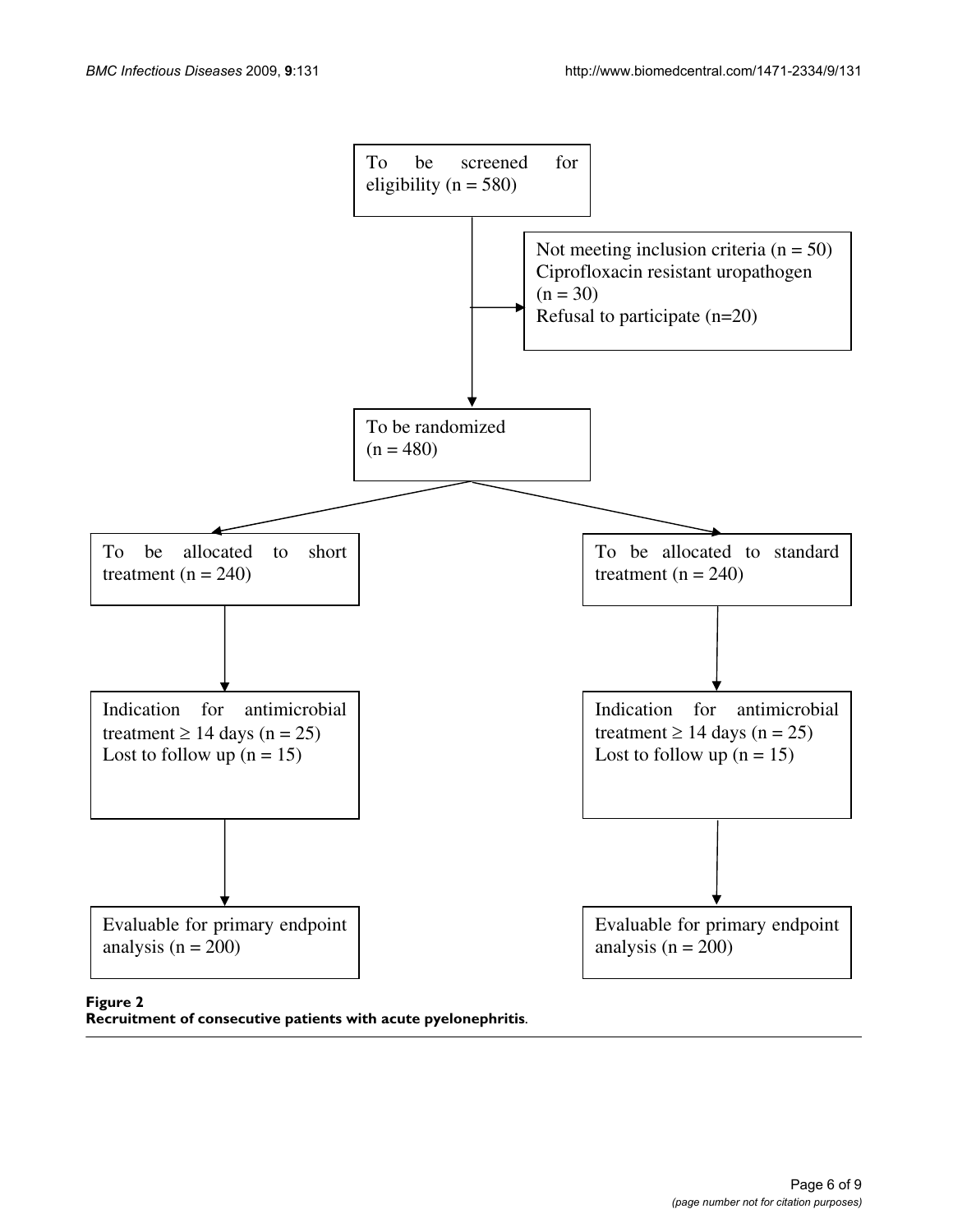To be screened for eligibility (n = 580)

Not meeting inclusion criteria (n = 50)
Ciprofloxacin resistant uropathogen (n = 30)
Refusal to participate (n=20)

To be randomized (n = 480)

To be allocated to short treatment (n = 240)

To be allocated to standard treatment (n = 240)

Indication for antimicrobial treatment ≥ 14 days (n = 25)
Lost to follow up (n = 15)

Indication for antimicrobial treatment ≥ 14 days (n = 25)
Lost to follow up (n = 15)

Evaluable for primary endpoint analysis (n = 200)

Evaluable for primary endpoint analysis (n = 200)

**Figure 2**
**Recruitment of consecutive patients with acute pyelonephritis**.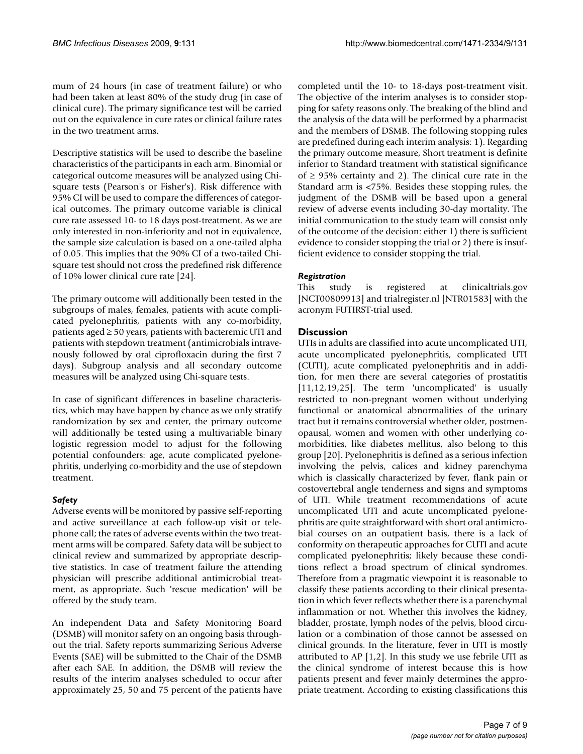mum of 24 hours (in case of treatment failure) or who had been taken at least 80% of the study drug (in case of clinical cure). The primary significance test will be carried out on the equivalence in cure rates or clinical failure rates in the two treatment arms.

Descriptive statistics will be used to describe the baseline characteristics of the participants in each arm. Binomial or categorical outcome measures will be analyzed using Chi-square tests (Pearson's or Fisher's). Risk difference with 95% CI will be used to compare the differences of categorical outcomes. The primary outcome variable is clinical cure rate assessed 10- to 18 days post-treatment. As we are only interested in non-inferiority and not in equivalence, the sample size calculation is based on a one-tailed alpha of 0.05. This implies that the 90% CI of a two-tailed Chi-square test should not cross the predefined risk difference of 10% lower clinical cure rate [24].

The primary outcome will additionally been tested in the subgroups of males, females, patients with acute complicated pyelonephritis, patients with any co-morbidity, patients aged ≥ 50 years, patients with bacteremic UTI and patients with stepdown treatment (antimicrobials intravenously followed by oral ciprofloxacin during the first 7 days). Subgroup analysis and all secondary outcome measures will be analyzed using Chi-square tests.

In case of significant differences in baseline characteristics, which may have happen by chance as we only stratify randomization by sex and center, the primary outcome will additionally be tested using a multivariable binary logistic regression model to adjust for the following potential confounders: age, acute complicated pyelonephritis, underlying co-morbidity and the use of stepdown treatment.

### *Safety*

Adverse events will be monitored by passive self-reporting and active surveillance at each follow-up visit or telephone call; the rates of adverse events within the two treatment arms will be compared. Safety data will be subject to clinical review and summarized by appropriate descriptive statistics. In case of treatment failure the attending physician will prescribe additional antimicrobial treatment, as appropriate. Such 'rescue medication' will be offered by the study team.

An independent Data and Safety Monitoring Board (DSMB) will monitor safety on an ongoing basis throughout the trial. Safety reports summarizing Serious Adverse Events (SAE) will be submitted to the Chair of the DSMB after each SAE. In addition, the DSMB will review the results of the interim analyses scheduled to occur after approximately 25, 50 and 75 percent of the patients have completed until the 10- to 18-days post-treatment visit. The objective of the interim analyses is to consider stopping for safety reasons only. The breaking of the blind and the analysis of the data will be performed by a pharmacist and the members of DSMB. The following stopping rules are predefined during each interim analysis: 1). Regarding the primary outcome measure, Short treatment is definite inferior to Standard treatment with statistical significance of ≥ 95% certainty and 2). The clinical cure rate in the Standard arm is <75%. Besides these stopping rules, the judgment of the DSMB will be based upon a general review of adverse events including 30-day mortality. The initial communication to the study team will consist only of the outcome of the decision: either 1) there is sufficient evidence to consider stopping the trial or 2) there is insufficient evidence to consider stopping the trial.

### *Registration*

This study is registered at clinicaltrials.gov [NCT00809913] and trialregister.nl [NTR01583] with the acronym FUTIRST-trial used.

## Discussion

UTIs in adults are classified into acute uncomplicated UTI, acute uncomplicated pyelonephritis, complicated UTI (CUTI), acute complicated pyelonephritis and in addition, for men there are several categories of prostatitis [11,12,19,25]. The term 'uncomplicated' is usually restricted to non-pregnant women without underlying functional or anatomical abnormalities of the urinary tract but it remains controversial whether older, postmenopausal, women and women with other underlying co-morbidities, like diabetes mellitus, also belong to this group [20]. Pyelonephritis is defined as a serious infection involving the pelvis, calices and kidney parenchyma which is classically characterized by fever, flank pain or costovertebral angle tenderness and signs and symptoms of UTI. While treatment recommendations of acute uncomplicated UTI and acute uncomplicated pyelonephritis are quite straightforward with short oral antimicrobial courses on an outpatient basis, there is a lack of conformity on therapeutic approaches for CUTI and acute complicated pyelonephritis; likely because these conditions reflect a broad spectrum of clinical syndromes. Therefore from a pragmatic viewpoint it is reasonable to classify these patients according to their clinical presentation in which fever reflects whether there is a parenchymal inflammation or not. Whether this involves the kidney, bladder, prostate, lymph nodes of the pelvis, blood circulation or a combination of those cannot be assessed on clinical grounds. In the literature, fever in UTI is mostly attributed to AP [1,2]. In this study we use febrile UTI as the clinical syndrome of interest because this is how patients present and fever mainly determines the appropriate treatment. According to existing classifications this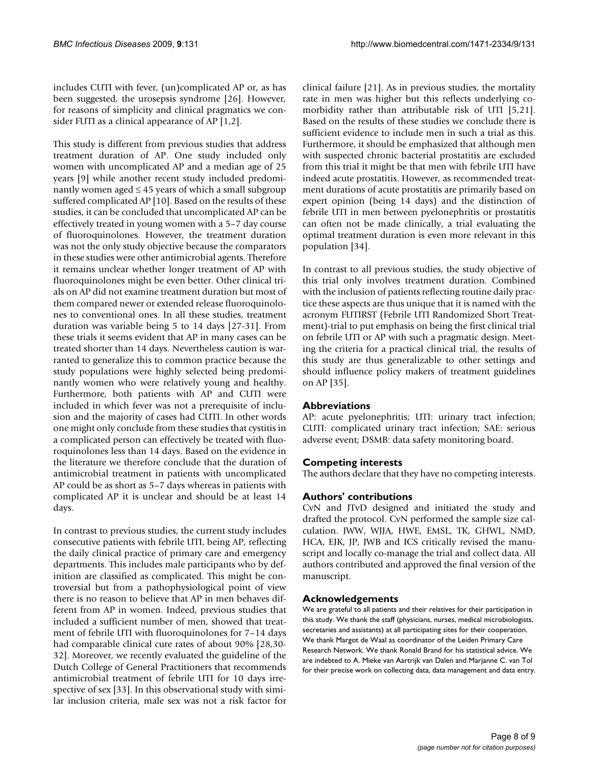includes CUTI with fever, (un)complicated AP or, as has been suggested, the urosepsis syndrome [26]. However, for reasons of simplicity and clinical pragmatics we consider FUTI as a clinical appearance of AP [1,2].

This study is different from previous studies that address treatment duration of AP. One study included only women with uncomplicated AP and a median age of 25 years [9] while another recent study included predominantly women aged ≤ 45 years of which a small subgroup suffered complicated AP [10]. Based on the results of these studies, it can be concluded that uncomplicated AP can be effectively treated in young women with a 5–7 day course of fluoroquinolones. However, the treatment duration was not the only study objective because the comparators in these studies were other antimicrobial agents. Therefore it remains unclear whether longer treatment of AP with fluoroquinolones might be even better. Other clinical trials on AP did not examine treatment duration but most of them compared newer or extended release fluoroquinolones to conventional ones. In all these studies, treatment duration was variable being 5 to 14 days [27-31]. From these trials it seems evident that AP in many cases can be treated shorter than 14 days. Nevertheless caution is warranted to generalize this to common practice because the study populations were highly selected being predominantly women who were relatively young and healthy. Furthermore, both patients with AP and CUTI were included in which fever was not a prerequisite of inclusion and the majority of cases had CUTI. In other words one might only conclude from these studies that cystitis in a complicated person can effectively be treated with fluoroquinolones less than 14 days. Based on the evidence in the literature we therefore conclude that the duration of antimicrobial treatment in patients with uncomplicated AP could be as short as 5–7 days whereas in patients with complicated AP it is unclear and should be at least 14 days.

In contrast to previous studies, the current study includes consecutive patients with febrile UTI, being AP, reflecting the daily clinical practice of primary care and emergency departments. This includes male participants who by definition are classified as complicated. This might be controversial but from a pathophysiological point of view there is no reason to believe that AP in men behaves different from AP in women. Indeed, previous studies that included a sufficient number of men, showed that treatment of febrile UTI with fluoroquinolones for 7–14 days had comparable clinical cure rates of about 90% [28,30-32]. Moreover, we recently evaluated the guideline of the Dutch College of General Practitioners that recommends antimicrobial treatment of febrile UTI for 10 days irrespective of sex [33]. In this observational study with similar inclusion criteria, male sex was not a risk factor for clinical failure [21]. As in previous studies, the mortality rate in men was higher but this reflects underlying co-morbidity rather than attributable risk of UTI [5,21]. Based on the results of these studies we conclude there is sufficient evidence to include men in such a trial as this. Furthermore, it should be emphasized that although men with suspected chronic bacterial prostatitis are excluded from this trial it might be that men with febrile UTI have indeed acute prostatitis. However, as recommended treatment durations of acute prostatitis are primarily based on expert opinion (being 14 days) and the distinction of febrile UTI in men between pyelonephritis or prostatitis can often not be made clinically, a trial evaluating the optimal treatment duration is even more relevant in this population [34].

In contrast to all previous studies, the study objective of this trial only involves treatment duration. Combined with the inclusion of patients reflecting routine daily practice these aspects are thus unique that it is named with the acronym FUTIRST (Febrile UTI Randomized Short Treatment)-trial to put emphasis on being the first clinical trial on febrile UTI or AP with such a pragmatic design. Meeting the criteria for a practical clinical trial, the results of this study are thus generalizable to other settings and should influence policy makers of treatment guidelines on AP [35].

## Abbreviations

AP: acute pyelonephritis; UTI: urinary tract infection; CUTI: complicated urinary tract infection; SAE: serious adverse event; DSMB: data safety monitoring board.

## Competing interests

The authors declare that they have no competing interests.

## Authors' contributions

CvN and JTvD designed and initiated the study and drafted the protocol. CvN performed the sample size calculation. JWW, WJJA, HWE, EMSL, TK, GHWL, NMD, HCA, EJK, JP, JWB and ICS critically revised the manuscript and locally co-manage the trial and collect data. All authors contributed and approved the final version of the manuscript.

## Acknowledgements

We are grateful to all patients and their relatives for their participation in this study. We thank the staff (physicians, nurses, medical microbiologists, secretaries and assistants) at all participating sites for their cooperation. We thank Margot de Waal as coordinator of the Leiden Primary Care Research Network. We thank Ronald Brand for his statistical advice. We are indebted to A. Mieke van Aartrijk van Dalen and Marjanne C. van Tol for their precise work on collecting data, data management and data entry.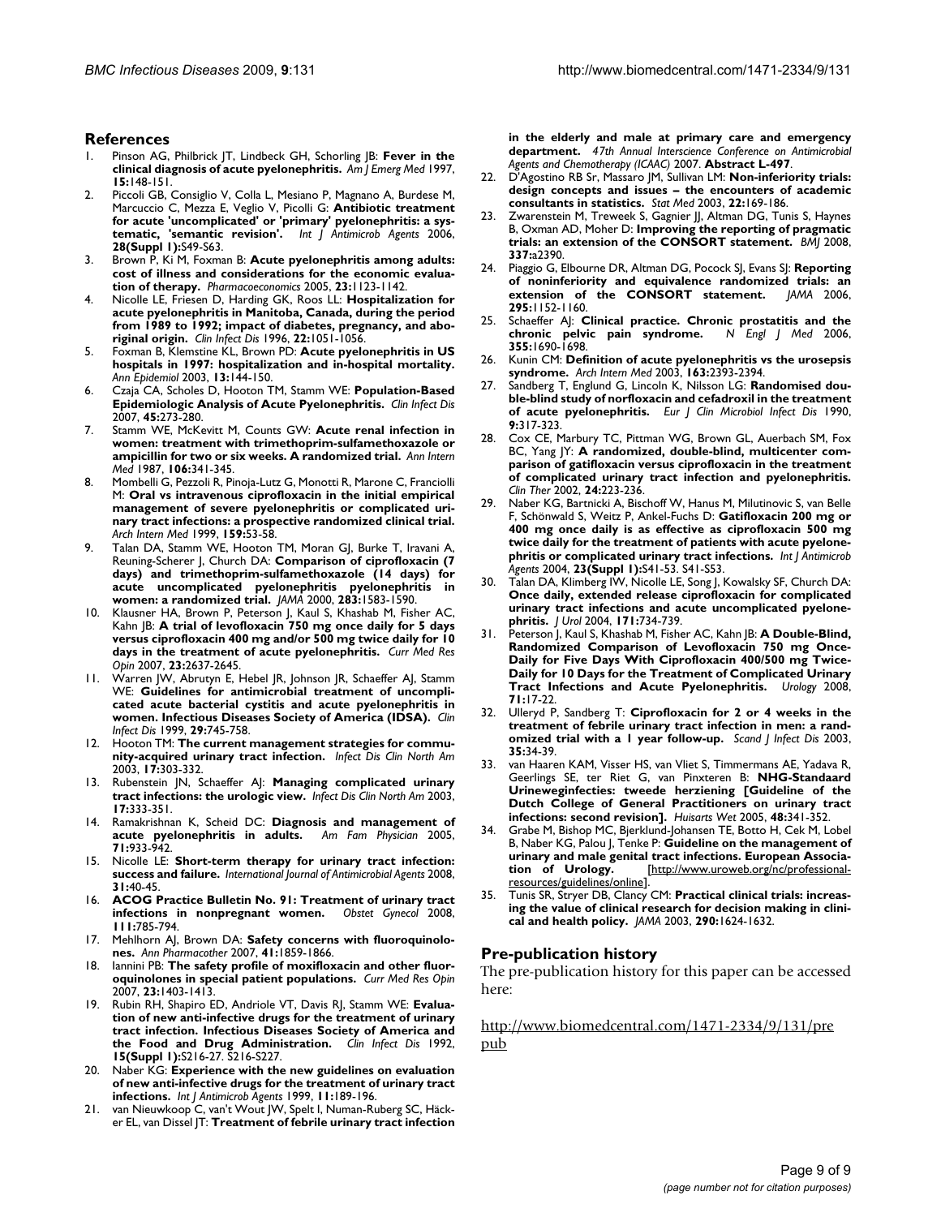## References

1. Pinson AG, Philbrick JT, Lindbeck GH, Schorling JB: **Fever in the clinical diagnosis of acute pyelonephritis.** *Am J Emerg Med* 1997, **15:**148-151.
2. Piccoli GB, Consiglio V, Colla L, Mesiano P, Magnano A, Burdese M, Marcuccio C, Mezza E, Veglio V, Picolli G: **Antibiotic treatment for acute 'uncomplicated' or 'primary' pyelonephritis: a systematic, 'semantic revision'.** *Int J Antimicrob Agents* 2006, **28(Suppl 1):**S49-S63.
3. Brown P, Ki M, Foxman B: **Acute pyelonephritis among adults: cost of illness and considerations for the economic evaluation of therapy.** *Pharmacoeconomics* 2005, **23:**1123-1142.
4. Nicolle LE, Friesen D, Harding GK, Roos LL: **Hospitalization for acute pyelonephritis in Manitoba, Canada, during the period from 1989 to 1992; impact of diabetes, pregnancy, and aboriginal origin.** *Clin Infect Dis* 1996, **22:**1051-1056.
5. Foxman B, Klemstine KL, Brown PD: **Acute pyelonephritis in US hospitals in 1997: hospitalization and in-hospital mortality.** *Ann Epidemiol* 2003, **13:**144-150.
6. Czaja CA, Scholes D, Hooton TM, Stamm WE: **Population-Based Epidemiologic Analysis of Acute Pyelonephritis.** *Clin Infect Dis* 2007, **45:**273-280.
7. Stamm WE, McKevitt M, Counts GW: **Acute renal infection in women: treatment with trimethoprim-sulfamethoxazole or ampicillin for two or six weeks. A randomized trial.** *Ann Intern Med* 1987, **106:**341-345.
8. Mombelli G, Pezzoli R, Pinoja-Lutz G, Monotti R, Marone C, Franciolli M: **Oral vs intravenous ciprofloxacin in the initial empirical management of severe pyelonephritis or complicated urinary tract infections: a prospective randomized clinical trial.** *Arch Intern Med* 1999, **159:**53-58.
9. Talan DA, Stamm WE, Hooton TM, Moran GJ, Burke T, Iravani A, Reuning-Scherer J, Church DA: **Comparison of ciprofloxacin (7 days) and trimethoprim-sulfamethoxazole (14 days) for acute uncomplicated pyelonephritis pyelonephritis in women: a randomized trial.** *JAMA* 2000, **283:**1583-1590.
10. Klausner HA, Brown P, Peterson J, Kaul S, Khashab M, Fisher AC, Kahn JB: **A trial of levofloxacin 750 mg once daily for 5 days versus ciprofloxacin 400 mg and/or 500 mg twice daily for 10 days in the treatment of acute pyelonephritis.** *Curr Med Res Opin* 2007, **23:**2637-2645.
11. Warren JW, Abrutyn E, Hebel JR, Johnson JR, Schaeffer AJ, Stamm WE: **Guidelines for antimicrobial treatment of uncomplicated acute bacterial cystitis and acute pyelonephritis in women. Infectious Diseases Society of America (IDSA).** *Clin Infect Dis* 1999, **29:**745-758.
12. Hooton TM: **The current management strategies for community-acquired urinary tract infection.** *Infect Dis Clin North Am* 2003, **17:**303-332.
13. Rubenstein JN, Schaeffer AJ: **Managing complicated urinary tract infections: the urologic view.** *Infect Dis Clin North Am* 2003, **17:**333-351.
14. Ramakrishnan K, Scheid DC: **Diagnosis and management of acute pyelonephritis in adults.** *Am Fam Physician* 2005, **71:**933-942.
15. Nicolle LE: **Short-term therapy for urinary tract infection: success and failure.** *International Journal of Antimicrobial Agents* 2008, **31:**40-45.
16. **ACOG Practice Bulletin No. 91: Treatment of urinary tract infections in nonpregnant women.** *Obstet Gynecol* 2008, **111:**785-794.
17. Mehlhorn AJ, Brown DA: **Safety concerns with fluoroquinolones.** *Ann Pharmacother* 2007, **41:**1859-1866.
18. Iannini PB: **The safety profile of moxifloxacin and other fluoroquinolones in special patient populations.** *Curr Med Res Opin* 2007, **23:**1403-1413.
19. Rubin RH, Shapiro ED, Andriole VT, Davis RJ, Stamm WE: **Evaluation of new anti-infective drugs for the treatment of urinary tract infection. Infectious Diseases Society of America and the Food and Drug Administration.** *Clin Infect Dis* 1992, **15(Suppl 1):**S216-27. S216-S227.
20. Naber KG: **Experience with the new guidelines on evaluation of new anti-infective drugs for the treatment of urinary tract infections.** *Int J Antimicrob Agents* 1999, **11:**189-196.
21. van Nieuwkoop C, van't Wout JW, Spelt I, Numan-Ruberg SC, Häcker EL, van Dissel JT: **Treatment of febrile urinary tract infection in the elderly and male at primary care and emergency department.** *47th Annual Interscience Conference on Antimicrobial Agents and Chemotherapy (ICAAC)* 2007. **Abstract L-497**.
22. D'Agostino RB Sr, Massaro JM, Sullivan LM: **Non-inferiority trials: design concepts and issues – the encounters of academic consultants in statistics.** *Stat Med* 2003, **22:**169-186.
23. Zwarenstein M, Treweek S, Gagnier JJ, Altman DG, Tunis S, Haynes B, Oxman AD, Moher D: **Improving the reporting of pragmatic trials: an extension of the CONSORT statement.** *BMJ* 2008, **337:**a2390.
24. Piaggio G, Elbourne DR, Altman DG, Pocock SJ, Evans SJ: **Reporting of noninferiority and equivalence randomized trials: an extension of the CONSORT statement.** *JAMA* 2006, **295:**1152-1160.
25. Schaeffer AJ: **Clinical practice. Chronic prostatitis and the chronic pelvic pain syndrome.** *N Engl J Med* 2006, **355:**1690-1698.
26. Kunin CM: **Definition of acute pyelonephritis vs the urosepsis syndrome.** *Arch Intern Med* 2003, **163:**2393-2394.
27. Sandberg T, Englund G, Lincoln K, Nilsson LG: **Randomised double-blind study of norfloxacin and cefadroxil in the treatment of acute pyelonephritis.** *Eur J Clin Microbiol Infect Dis* 1990, **9:**317-323.
28. Cox CE, Marbury TC, Pittman WG, Brown GL, Auerbach SM, Fox BC, Yang JY: **A randomized, double-blind, multicenter comparison of gatifloxacin versus ciprofloxacin in the treatment of complicated urinary tract infection and pyelonephritis.** *Clin Ther* 2002, **24:**223-236.
29. Naber KG, Bartnicki A, Bischoff W, Hanus M, Milutinovic S, van Belle F, Schönwald S, Weitz P, Ankel-Fuchs D: **Gatifloxacin 200 mg or 400 mg once daily is as effective as ciprofloxacin 500 mg twice daily for the treatment of patients with acute pyelonephritis or complicated urinary tract infections.** *Int J Antimicrob Agents* 2004, **23(Suppl 1):**S41-53. S41-S53.
30. Talan DA, Klimberg IW, Nicolle LE, Song J, Kowalsky SF, Church DA: **Once daily, extended release ciprofloxacin for complicated urinary tract infections and acute uncomplicated pyelonephritis.** *J Urol* 2004, **171:**734-739.
31. Peterson J, Kaul S, Khashab M, Fisher AC, Kahn JB: **A Double-Blind, Randomized Comparison of Levofloxacin 750 mg Once-Daily for Five Days With Ciprofloxacin 400/500 mg Twice-Daily for 10 Days for the Treatment of Complicated Urinary Tract Infections and Acute Pyelonephritis.** *Urology* 2008, **71:**17-22.
32. Ulleryd P, Sandberg T: **Ciprofloxacin for 2 or 4 weeks in the treatment of febrile urinary tract infection in men: a randomized trial with a 1 year follow-up.** *Scand J Infect Dis* 2003, **35:**34-39.
33. van Haaren KAM, Visser HS, van Vliet S, Timmermans AE, Yadava R, Geerlings SE, ter Riet G, van Pinxteren B: **NHG-Standaard Urineweginfecties: tweede herziening [Guideline of the Dutch College of General Practitioners on urinary tract infections: second revision].** *Huisarts Wet* 2005, **48:**341-352.
34. Grabe M, Bishop MC, Bjerklund-Johansen TE, Botto H, Cek M, Lobel B, Naber KG, Palou J, Tenke P: **Guideline on the management of urinary and male genital tract infections. European Association of Urology.** [http://www.uroweb.org/nc/professional-resources/guidelines/online].
35. Tunis SR, Stryer DB, Clancy CM: **Practical clinical trials: increasing the value of clinical research for decision making in clinical and health policy.** *JAMA* 2003, **290:**1624-1632.

## Pre-publication history

The pre-publication history for this paper can be accessed here:

http://www.biomedcentral.com/1471-2334/9/131/prepub